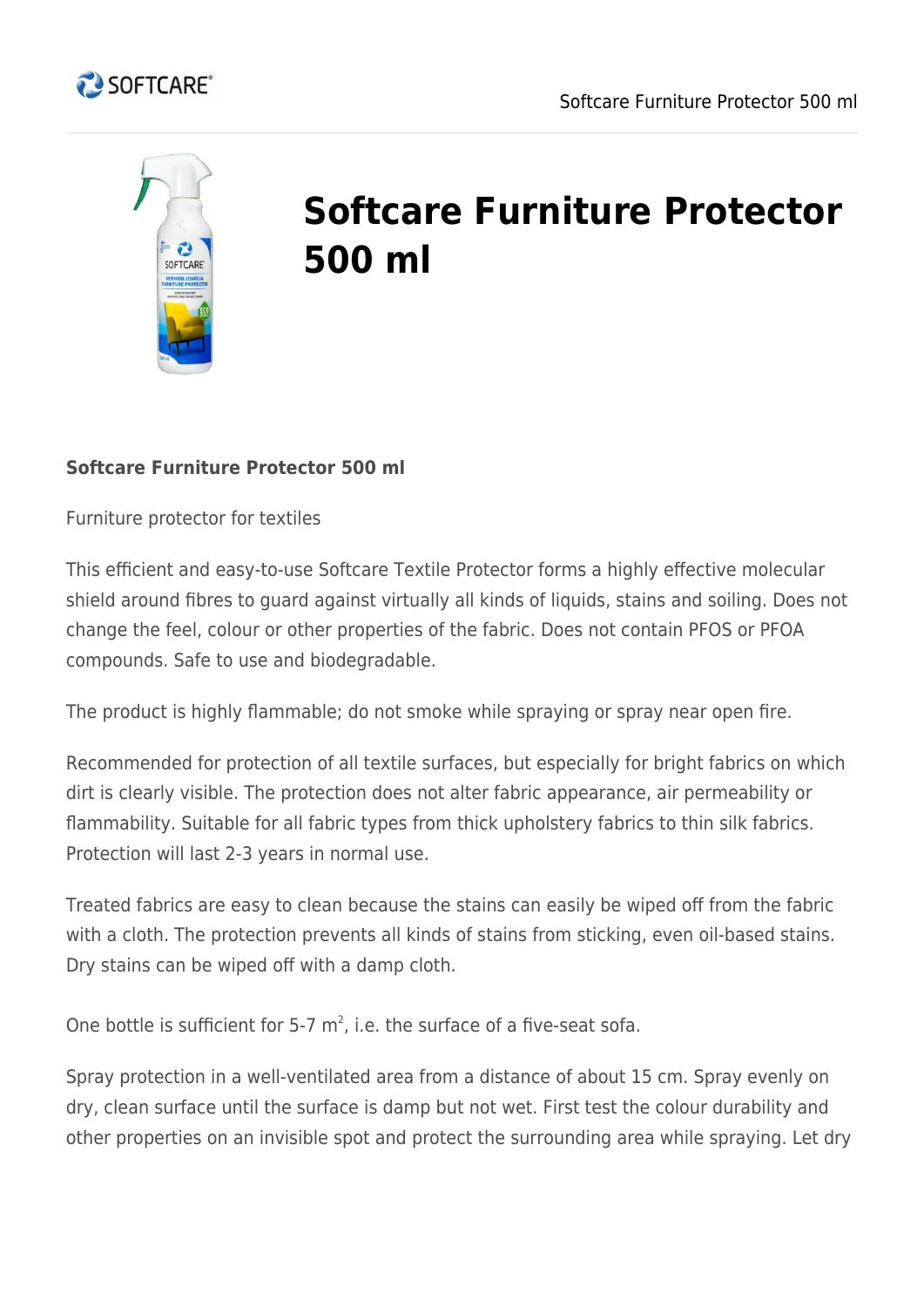# Softcare Furniture Protector 500 ml

**Softcare Furniture Protector 500 ml**

Furniture protector for textiles

This efficient and easy-to-use Softcare Textile Protector forms a highly effective molecular shield around fibres to guard against virtually all kinds of liquids, stains and soiling. Does not change the feel, colour or other properties of the fabric. Does not contain PFOS or PFOA compounds. Safe to use and biodegradable.

The product is highly flammable; do not smoke while spraying or spray near open fire.

Recommended for protection of all textile surfaces, but especially for bright fabrics on which dirt is clearly visible. The protection does not alter fabric appearance, air permeability or flammability. Suitable for all fabric types from thick upholstery fabrics to thin silk fabrics. Protection will last 2-3 years in normal use.

Treated fabrics are easy to clean because the stains can easily be wiped off from the fabric with a cloth. The protection prevents all kinds of stains from sticking, even oil-based stains. Dry stains can be wiped off with a damp cloth.

One bottle is sufficient for 5-7 $m^2$, i.e. the surface of a five-seat sofa.

Spray protection in a well-ventilated area from a distance of about 15 cm. Spray evenly on dry, clean surface until the surface is damp but not wet. First test the colour durability and other properties on an invisible spot and protect the surrounding area while spraying. Let dry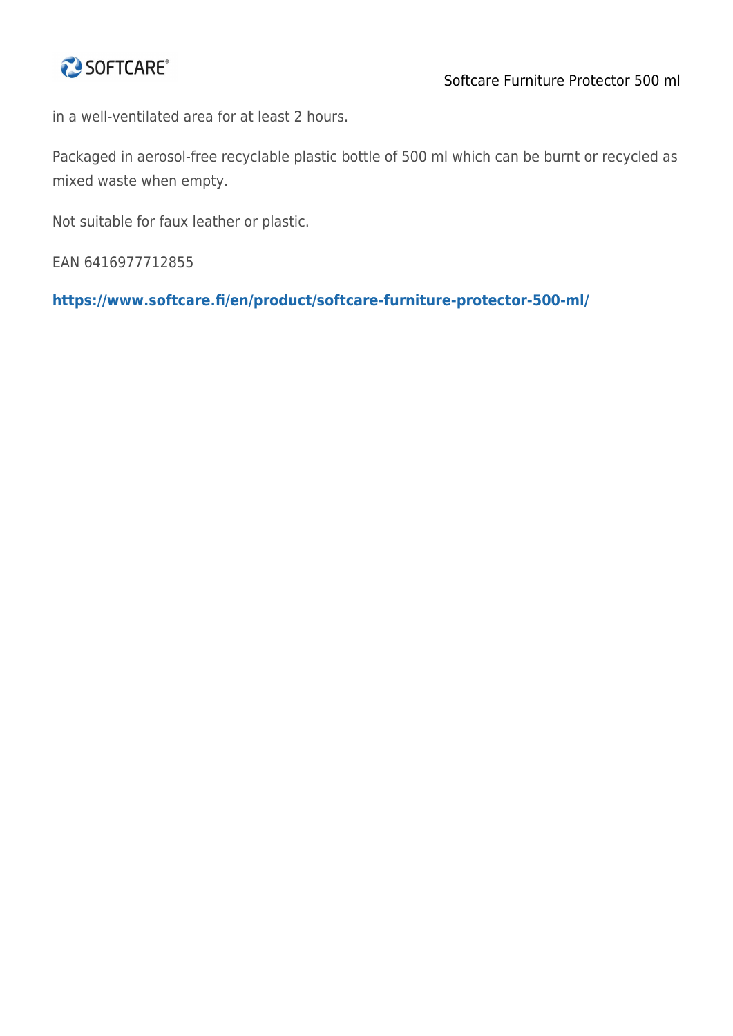in a well-ventilated area for at least 2 hours.

Packaged in aerosol-free recyclable plastic bottle of 500 ml which can be burnt or recycled as mixed waste when empty.

Not suitable for faux leather or plastic.

EAN 6416977712855

**https://www.softcare.fi/en/product/softcare-furniture-protector-500-ml/**